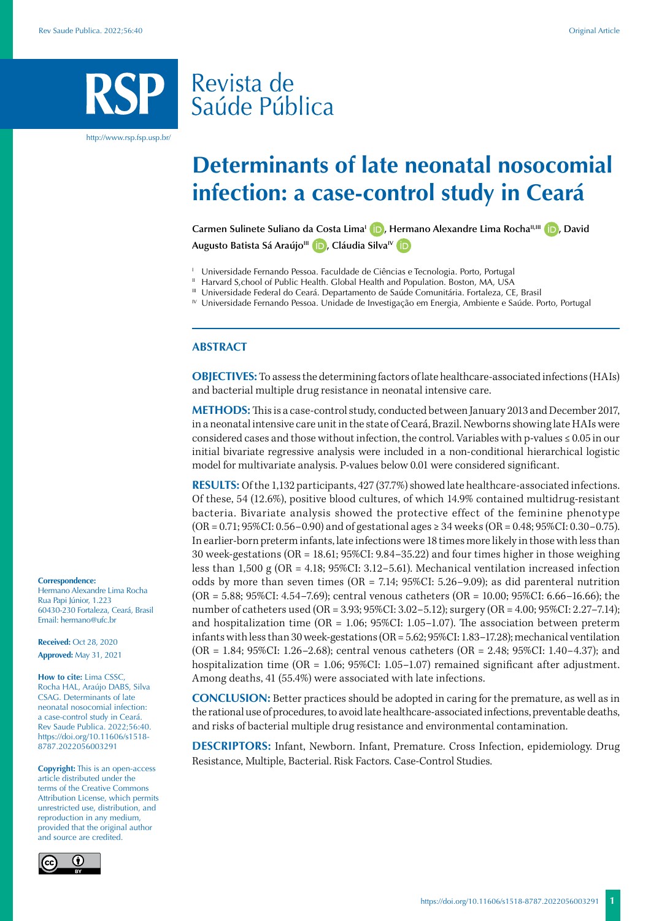Revista de Saúde Pública

http://www.rsp.fsp.usp.br/

# Determinants of late neonatal nosocomial infection: a case-control study in Ceará

**Carmen Sulinete Suliano da Costa Lima[I], Hermano Alexandre Lima Rocha[II,III], David Augusto Batista Sá Araújo[III], Cláudia Silva[IV]**

[I] Universidade Fernando Pessoa. Faculdade de Ciências e Tecnologia. Porto, Portugal
[II] Harvard S,chool of Public Health. Global Health and Population. Boston, MA, USA
[III] Universidade Federal do Ceará. Departamento de Saúde Comunitária. Fortaleza, CE, Brasil
[IV] Universidade Fernando Pessoa. Unidade de Investigação em Energia, Ambiente e Saúde. Porto, Portugal

## ABSTRACT

**OBJECTIVES:** To assess the determining factors of late healthcare-associated infections (HAIs) and bacterial multiple drug resistance in neonatal intensive care.

**METHODS:** This is a case-control study, conducted between January 2013 and December 2017, in a neonatal intensive care unit in the state of Ceará, Brazil. Newborns showing late HAIs were considered cases and those without infection, the control. Variables with p-values ≤ 0.05 in our initial bivariate regressive analysis were included in a non-conditional hierarchical logistic model for multivariate analysis. P-values below 0.01 were considered significant.

**RESULTS:** Of the 1,132 participants, 427 (37.7%) showed late healthcare-associated infections. Of these, 54 (12.6%), positive blood cultures, of which 14.9% contained multidrug-resistant bacteria. Bivariate analysis showed the protective effect of the feminine phenotype (OR = 0.71; 95%CI: 0.56–0.90) and of gestational ages ≥ 34 weeks (OR = 0.48; 95%CI: 0.30–0.75). In earlier-born preterm infants, late infections were 18 times more likely in those with less than 30 week-gestations (OR = 18.61; 95%CI: 9.84–35.22) and four times higher in those weighing less than 1,500 g (OR = 4.18; 95%CI: 3.12–5.61). Mechanical ventilation increased infection odds by more than seven times (OR = 7.14; 95%CI: 5.26–9.09); as did parenteral nutrition (OR = 5.88; 95%CI: 4.54–7.69); central venous catheters (OR = 10.00; 95%CI: 6.66–16.66); the number of catheters used (OR = 3.93; 95%CI: 3.02–5.12); surgery (OR = 4.00; 95%CI: 2.27–7.14); and hospitalization time (OR = 1.06; 95%CI: 1.05–1.07). The association between preterm infants with less than 30 week-gestations (OR = 5.62; 95%CI: 1.83–17.28); mechanical ventilation (OR = 1.84; 95%CI: 1.26–2.68); central venous catheters (OR = 2.48; 95%CI: 1.40–4.37); and hospitalization time (OR = 1.06; 95%CI: 1.05–1.07) remained significant after adjustment. Among deaths, 41 (55.4%) were associated with late infections.

**CONCLUSION:** Better practices should be adopted in caring for the premature, as well as in the rational use of procedures, to avoid late healthcare-associated infections, preventable deaths, and risks of bacterial multiple drug resistance and environmental contamination.

**DESCRIPTORS:** Infant, Newborn. Infant, Premature. Cross Infection, epidemiology. Drug Resistance, Multiple, Bacterial. Risk Factors. Case-Control Studies.

**Correspondence:**
Hermano Alexandre Lima Rocha
Rua Papi Júnior, 1.223
60430-230 Fortaleza, Ceará, Brasil
Email: hermano@ufc.br

**Received:** Oct 28, 2020
**Approved:** May 31, 2021

**How to cite:** Lima CSSC, Rocha HAL, Araújo DABS, Silva CSAG. Determinants of late neonatal nosocomial infection: a case-control study in Ceará. Rev Saude Publica. 2022;56:40. https://doi.org/10.11606/s1518-8787.2022056003291

**Copyright:** This is an open-access article distributed under the terms of the Creative Commons Attribution License, which permits unrestricted use, distribution, and reproduction in any medium, provided that the original author and source are credited.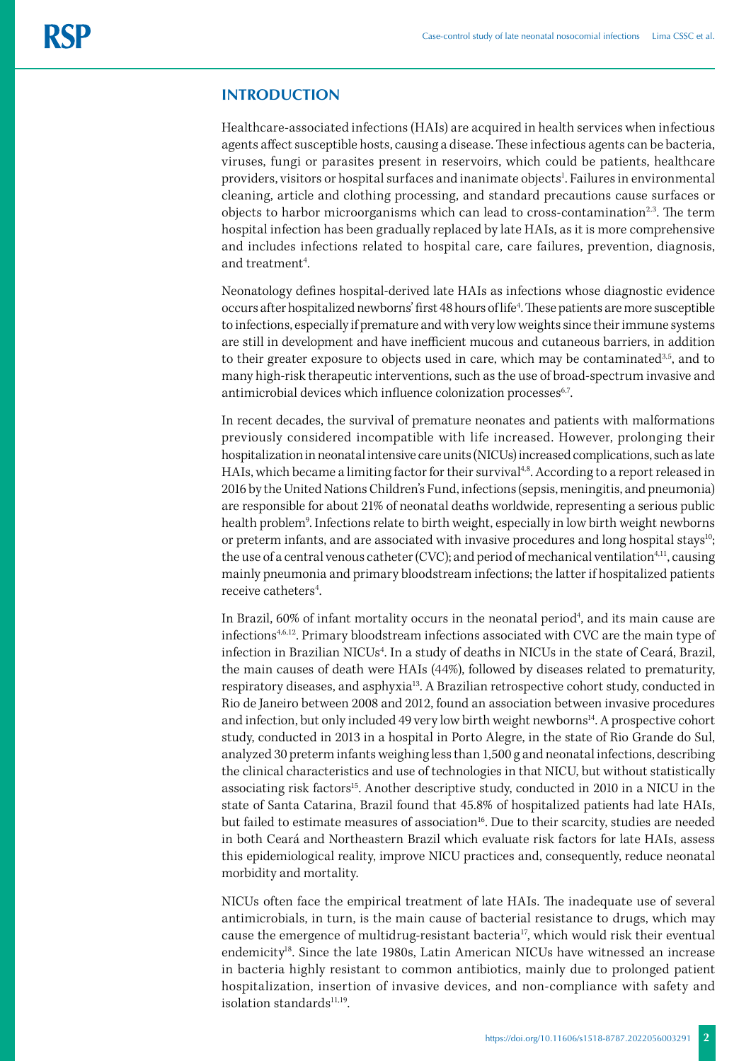## INTRODUCTION

Healthcare-associated infections (HAIs) are acquired in health services when infectious agents affect susceptible hosts, causing a disease. These infectious agents can be bacteria, viruses, fungi or parasites present in reservoirs, which could be patients, healthcare providers, visitors or hospital surfaces and inanimate objects[1]. Failures in environmental cleaning, article and clothing processing, and standard precautions cause surfaces or objects to harbor microorganisms which can lead to cross-contamination[2,3]. The term hospital infection has been gradually replaced by late HAIs, as it is more comprehensive and includes infections related to hospital care, care failures, prevention, diagnosis, and treatment[4].

Neonatology defines hospital-derived late HAIs as infections whose diagnostic evidence occurs after hospitalized newborns' first 48 hours of life[4]. These patients are more susceptible to infections, especially if premature and with very low weights since their immune systems are still in development and have inefficient mucous and cutaneous barriers, in addition to their greater exposure to objects used in care, which may be contaminated[3,5], and to many high-risk therapeutic interventions, such as the use of broad-spectrum invasive and antimicrobial devices which influence colonization processes[6,7].

In recent decades, the survival of premature neonates and patients with malformations previously considered incompatible with life increased. However, prolonging their hospitalization in neonatal intensive care units (NICUs) increased complications, such as late HAIs, which became a limiting factor for their survival[4,8]. According to a report released in 2016 by the United Nations Children's Fund, infections (sepsis, meningitis, and pneumonia) are responsible for about 21% of neonatal deaths worldwide, representing a serious public health problem[9]. Infections relate to birth weight, especially in low birth weight newborns or preterm infants, and are associated with invasive procedures and long hospital stays[10]; the use of a central venous catheter (CVC); and period of mechanical ventilation[4,11], causing mainly pneumonia and primary bloodstream infections; the latter if hospitalized patients receive catheters[4].

In Brazil, 60% of infant mortality occurs in the neonatal period[4], and its main cause are infections[4,6,12]. Primary bloodstream infections associated with CVC are the main type of infection in Brazilian NICUs[4]. In a study of deaths in NICUs in the state of Ceará, Brazil, the main causes of death were HAIs (44%), followed by diseases related to prematurity, respiratory diseases, and asphyxia[13]. A Brazilian retrospective cohort study, conducted in Rio de Janeiro between 2008 and 2012, found an association between invasive procedures and infection, but only included 49 very low birth weight newborns[14]. A prospective cohort study, conducted in 2013 in a hospital in Porto Alegre, in the state of Rio Grande do Sul, analyzed 30 preterm infants weighing less than 1,500 g and neonatal infections, describing the clinical characteristics and use of technologies in that NICU, but without statistically associating risk factors[15]. Another descriptive study, conducted in 2010 in a NICU in the state of Santa Catarina, Brazil found that 45.8% of hospitalized patients had late HAIs, but failed to estimate measures of association[16]. Due to their scarcity, studies are needed in both Ceará and Northeastern Brazil which evaluate risk factors for late HAIs, assess this epidemiological reality, improve NICU practices and, consequently, reduce neonatal morbidity and mortality.

NICUs often face the empirical treatment of late HAIs. The inadequate use of several antimicrobials, in turn, is the main cause of bacterial resistance to drugs, which may cause the emergence of multidrug-resistant bacteria[17], which would risk their eventual endemicity[18]. Since the late 1980s, Latin American NICUs have witnessed an increase in bacteria highly resistant to common antibiotics, mainly due to prolonged patient hospitalization, insertion of invasive devices, and non-compliance with safety and isolation standards[11,19].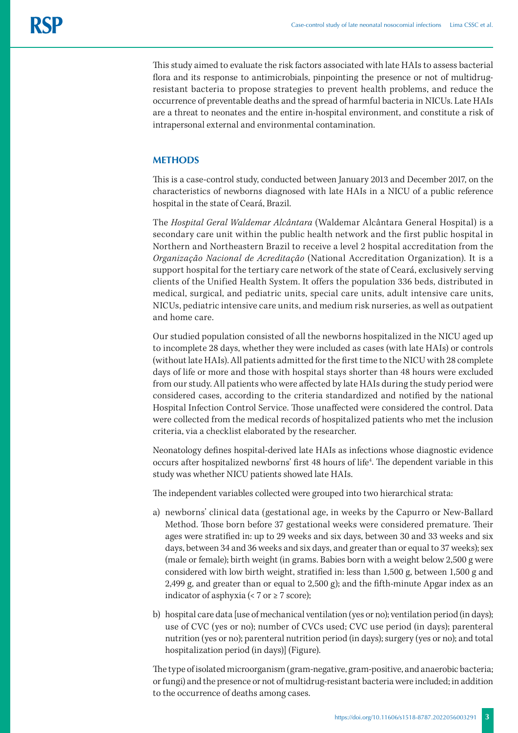This study aimed to evaluate the risk factors associated with late HAIs to assess bacterial flora and its response to antimicrobials, pinpointing the presence or not of multidrug-resistant bacteria to propose strategies to prevent health problems, and reduce the occurrence of preventable deaths and the spread of harmful bacteria in NICUs. Late HAIs are a threat to neonates and the entire in-hospital environment, and constitute a risk of intrapersonal external and environmental contamination.

## METHODS

This is a case-control study, conducted between January 2013 and December 2017, on the characteristics of newborns diagnosed with late HAIs in a NICU of a public reference hospital in the state of Ceará, Brazil.

The *Hospital Geral Waldemar Alcântara* (Waldemar Alcântara General Hospital) is a secondary care unit within the public health network and the first public hospital in Northern and Northeastern Brazil to receive a level 2 hospital accreditation from the *Organização Nacional de Acreditação* (National Accreditation Organization). It is a support hospital for the tertiary care network of the state of Ceará, exclusively serving clients of the Unified Health System. It offers the population 336 beds, distributed in medical, surgical, and pediatric units, special care units, adult intensive care units, NICUs, pediatric intensive care units, and medium risk nurseries, as well as outpatient and home care.

Our studied population consisted of all the newborns hospitalized in the NICU aged up to incomplete 28 days, whether they were included as cases (with late HAIs) or controls (without late HAIs). All patients admitted for the first time to the NICU with 28 complete days of life or more and those with hospital stays shorter than 48 hours were excluded from our study. All patients who were affected by late HAIs during the study period were considered cases, according to the criteria standardized and notified by the national Hospital Infection Control Service. Those unaffected were considered the control. Data were collected from the medical records of hospitalized patients who met the inclusion criteria, via a checklist elaborated by the researcher.

Neonatology defines hospital-derived late HAIs as infections whose diagnostic evidence occurs after hospitalized newborns' first 48 hours of life[4]. The dependent variable in this study was whether NICU patients showed late HAIs.

The independent variables collected were grouped into two hierarchical strata:

a) newborns' clinical data (gestational age, in weeks by the Capurro or New-Ballard Method. Those born before 37 gestational weeks were considered premature. Their ages were stratified in: up to 29 weeks and six days, between 30 and 33 weeks and six days, between 34 and 36 weeks and six days, and greater than or equal to 37 weeks); sex (male or female); birth weight (in grams. Babies born with a weight below 2,500 g were considered with low birth weight, stratified in: less than 1,500 g, between 1,500 g and 2,499 g, and greater than or equal to 2,500 g); and the fifth-minute Apgar index as an indicator of asphyxia (< 7 or ≥ 7 score);

b) hospital care data [use of mechanical ventilation (yes or no); ventilation period (in days); use of CVC (yes or no); number of CVCs used; CVC use period (in days); parenteral nutrition (yes or no); parenteral nutrition period (in days); surgery (yes or no); and total hospitalization period (in days)] (Figure).

The type of isolated microorganism (gram-negative, gram-positive, and anaerobic bacteria; or fungi) and the presence or not of multidrug-resistant bacteria were included; in addition to the occurrence of deaths among cases.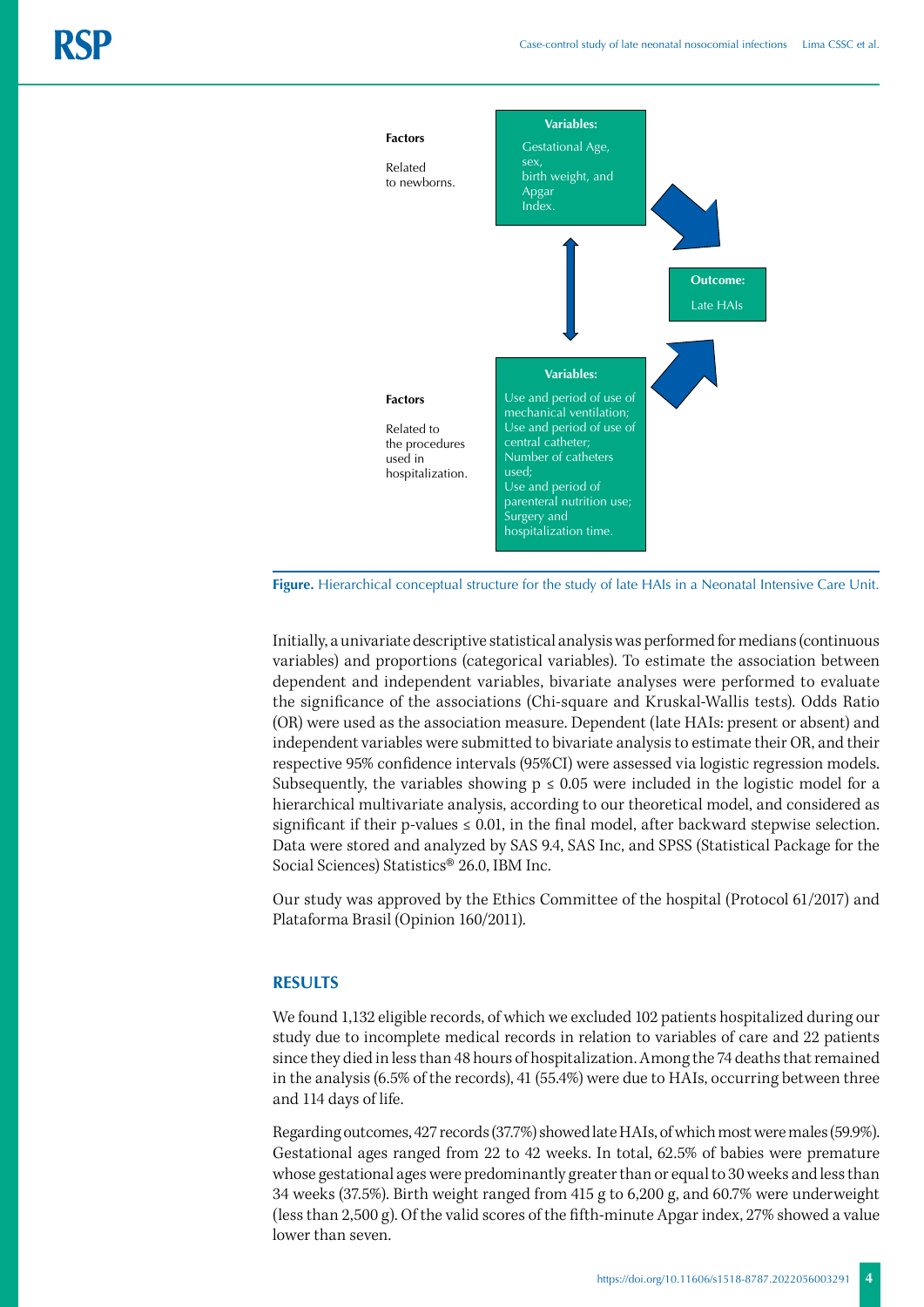**Factors**

Related to newborns.

**Variables:**

Gestational Age, sex, birth weight, and Apgar Index.

**Outcome:**

Late HAIs

**Factors**

Related to the procedures used in hospitalization.

**Variables:**

Use and period of use of mechanical ventilation; Use and period of use of central catheter; Number of catheters used; Use and period of parenteral nutrition use; Surgery and hospitalization time.

**Figure.** Hierarchical conceptual structure for the study of late HAIs in a Neonatal Intensive Care Unit.

Initially, a univariate descriptive statistical analysis was performed for medians (continuous variables) and proportions (categorical variables). To estimate the association between dependent and independent variables, bivariate analyses were performed to evaluate the significance of the associations (Chi-square and Kruskal-Wallis tests). Odds Ratio (OR) were used as the association measure. Dependent (late HAIs: present or absent) and independent variables were submitted to bivariate analysis to estimate their OR, and their respective 95% confidence intervals (95%CI) were assessed via logistic regression models. Subsequently, the variables showing $p \leq 0.05$ were included in the logistic model for a hierarchical multivariate analysis, according to our theoretical model, and considered as significant if their p-values $\leq 0.01$, in the final model, after backward stepwise selection. Data were stored and analyzed by SAS 9.4, SAS Inc, and SPSS (Statistical Package for the Social Sciences) Statistics® 26.0, IBM Inc.

Our study was approved by the Ethics Committee of the hospital (Protocol 61/2017) and Plataforma Brasil (Opinion 160/2011).

## RESULTS

We found 1,132 eligible records, of which we excluded 102 patients hospitalized during our study due to incomplete medical records in relation to variables of care and 22 patients since they died in less than 48 hours of hospitalization. Among the 74 deaths that remained in the analysis (6.5% of the records), 41 (55.4%) were due to HAIs, occurring between three and 114 days of life.

Regarding outcomes, 427 records (37.7%) showed late HAIs, of which most were males (59.9%). Gestational ages ranged from 22 to 42 weeks. In total, 62.5% of babies were premature whose gestational ages were predominantly greater than or equal to 30 weeks and less than 34 weeks (37.5%). Birth weight ranged from 415 g to 6,200 g, and 60.7% were underweight (less than 2,500 g). Of the valid scores of the fifth-minute Apgar index, 27% showed a value lower than seven.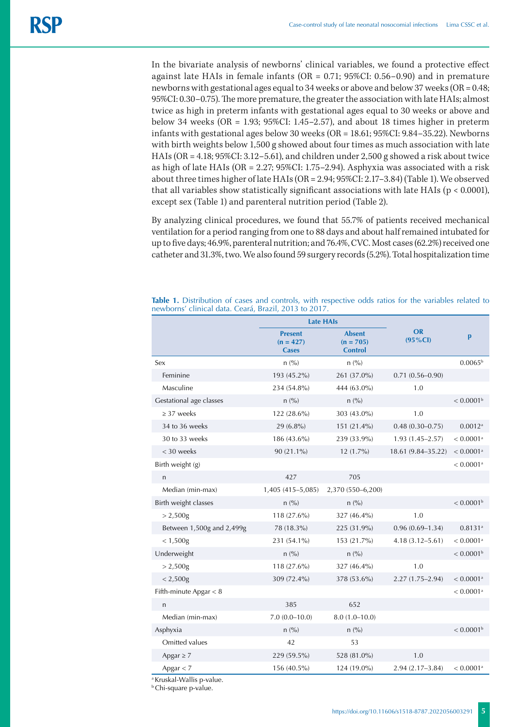In the bivariate analysis of newborns' clinical variables, we found a protective effect against late HAIs in female infants (OR = 0.71; 95%CI: 0.56–0.90) and in premature newborns with gestational ages equal to 34 weeks or above and below 37 weeks (OR = 0.48; 95%CI: 0.30–0.75). The more premature, the greater the association with late HAIs; almost twice as high in preterm infants with gestational ages equal to 30 weeks or above and below 34 weeks (OR = 1.93; 95%CI: 1.45–2.57), and about 18 times higher in preterm infants with gestational ages below 30 weeks (OR = 18.61; 95%CI: 9.84–35.22). Newborns with birth weights below 1,500 g showed about four times as much association with late HAIs (OR = 4.18; 95%CI: 3.12–5.61), and children under 2,500 g showed a risk about twice as high of late HAIs (OR = 2.27; 95%CI: 1.75–2.94). Asphyxia was associated with a risk about three times higher of late HAIs (OR = 2.94; 95%CI: 2.17–3.84) (Table 1). We observed that all variables show statistically significant associations with late HAIs (p < 0.0001), except sex (Table 1) and parenteral nutrition period (Table 2).

By analyzing clinical procedures, we found that 55.7% of patients received mechanical ventilation for a period ranging from one to 88 days and about half remained intubated for up to five days; 46.9%, parenteral nutrition; and 76.4%, CVC. Most cases (62.2%) received one catheter and 31.3%, two. We also found 59 surgery records (5.2%). Total hospitalization time

**Table 1.** Distribution of cases and controls, with respective odds ratios for the variables related to newborns' clinical data. Ceará, Brazil, 2013 to 2017.

| | Late HAIs | | OR (95%CI) | p |
|---|---|---|---|---|
| | Present (n = 427) Cases | Absent (n = 705) Control | | |
| Sex | n (%) | n (%) | | 0.0065[b] |
| Feminine | 193 (45.2%) | 261 (37.0%) | 0.71 (0.56–0.90) | |
| Masculine | 234 (54.8%) | 444 (63.0%) | 1.0 | |
| Gestational age classes | n (%) | n (%) | | < 0.0001[b] |
| ≥ 37 weeks | 122 (28.6%) | 303 (43.0%) | 1.0 | |
| 34 to 36 weeks | 29 (6.8%) | 151 (21.4%) | 0.48 (0.30–0.75) | 0.0012[a] |
| 30 to 33 weeks | 186 (43.6%) | 239 (33.9%) | 1.93 (1.45–2.57) | < 0.0001[a] |
| < 30 weeks | 90 (21.1%) | 12 (1.7%) | 18.61 (9.84–35.22) | < 0.0001[a] |
| Birth weight (g) | | | | < 0.0001[a] |
| n | 427 | 705 | | |
| Median (min-max) | 1,405 (415–5,085) | 2,370 (550–6,200) | | |
| Birth weight classes | n (%) | n (%) | | < 0.0001[b] |
| > 2,500g | 118 (27.6%) | 327 (46.4%) | 1.0 | |
| Between 1,500g and 2,499g | 78 (18.3%) | 225 (31.9%) | 0.96 (0.69–1.34) | 0.8131[a] |
| < 1,500g | 231 (54.1%) | 153 (21.7%) | 4.18 (3.12–5.61) | < 0.0001[a] |
| Underweight | n (%) | n (%) | | < 0.0001[b] |
| > 2,500g | 118 (27.6%) | 327 (46.4%) | 1.0 | |
| < 2,500g | 309 (72.4%) | 378 (53.6%) | 2.27 (1.75–2.94) | < 0.0001[a] |
| Fifth-minute Apgar < 8 | | | | < 0.0001[a] |
| n | 385 | 652 | | |
| Median (min-max) | 7.0 (0.0–10.0) | 8.0 (1.0–10.0) | | |
| Asphyxia | n (%) | n (%) | | < 0.0001[b] |
| Omitted values | 42 | 53 | | |
| Apgar ≥ 7 | 229 (59.5%) | 528 (81.0%) | 1.0 | |
| Apgar < 7 | 156 (40.5%) | 124 (19.0%) | 2.94 (2.17–3.84) | < 0.0001[a] |

[a] Kruskal-Wallis p-value.
[b] Chi-square p-value.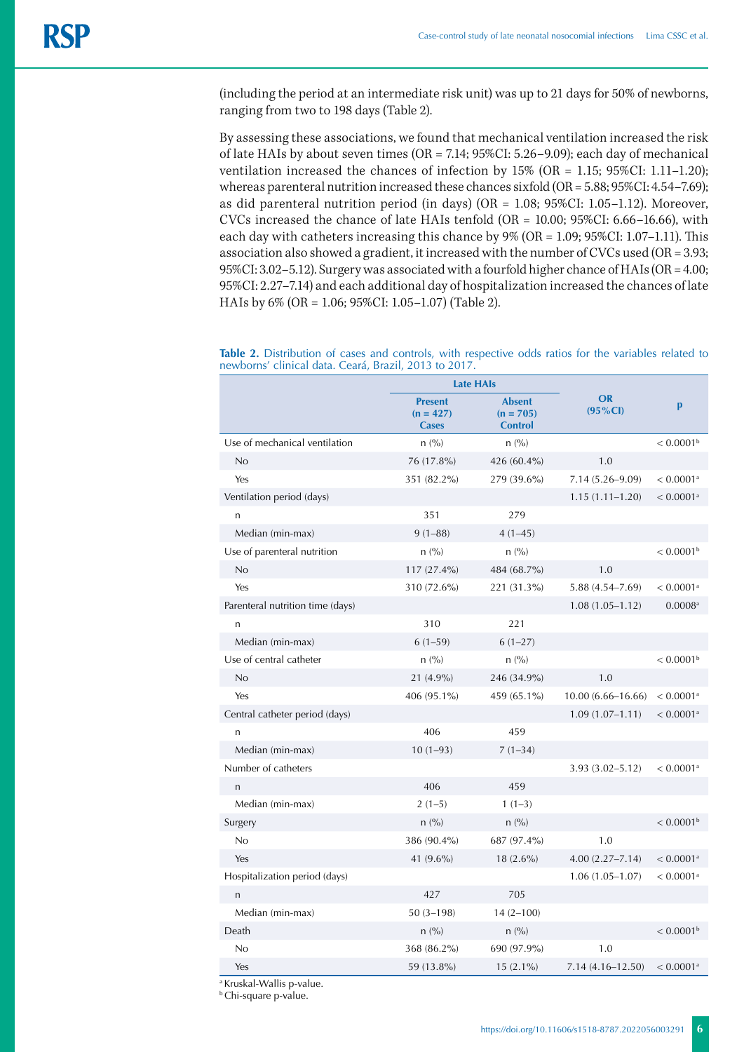(including the period at an intermediate risk unit) was up to 21 days for 50% of newborns, ranging from two to 198 days (Table 2).

By assessing these associations, we found that mechanical ventilation increased the risk of late HAIs by about seven times (OR = 7.14; 95%CI: 5.26–9.09); each day of mechanical ventilation increased the chances of infection by 15% (OR = 1.15; 95%CI: 1.11–1.20); whereas parenteral nutrition increased these chances sixfold (OR = 5.88; 95%CI: 4.54–7.69); as did parenteral nutrition period (in days) (OR = 1.08; 95%CI: 1.05–1.12). Moreover, CVCs increased the chance of late HAIs tenfold (OR = 10.00; 95%CI: 6.66–16.66), with each day with catheters increasing this chance by 9% (OR = 1.09; 95%CI: 1.07–1.11). This association also showed a gradient, it increased with the number of CVCs used (OR = 3.93; 95%CI: 3.02–5.12). Surgery was associated with a fourfold higher chance of HAIs (OR = 4.00; 95%CI: 2.27–7.14) and each additional day of hospitalization increased the chances of late HAIs by 6% (OR = 1.06; 95%CI: 1.05–1.07) (Table 2).

**Table 2.** Distribution of cases and controls, with respective odds ratios for the variables related to newborns' clinical data. Ceará, Brazil, 2013 to 2017.

| | Late HAIs | | OR (95%CI) | p |
|---|---|---|---|---|
| | Present (n = 427) Cases | Absent (n = 705) Control | | |
| Use of mechanical ventilation | n (%) | n (%) | | < 0.0001[b] |
| No | 76 (17.8%) | 426 (60.4%) | 1.0 | |
| Yes | 351 (82.2%) | 279 (39.6%) | 7.14 (5.26–9.09) | < 0.0001[a] |
| Ventilation period (days) | | | 1.15 (1.11–1.20) | < 0.0001[a] |
| n | 351 | 279 | | |
| Median (min-max) | 9 (1–88) | 4 (1–45) | | |
| Use of parenteral nutrition | n (%) | n (%) | | < 0.0001[b] |
| No | 117 (27.4%) | 484 (68.7%) | 1.0 | |
| Yes | 310 (72.6%) | 221 (31.3%) | 5.88 (4.54–7.69) | < 0.0001[a] |
| Parenteral nutrition time (days) | | | 1.08 (1.05–1.12) | 0.0008[a] |
| n | 310 | 221 | | |
| Median (min-max) | 6 (1–59) | 6 (1–27) | | |
| Use of central catheter | n (%) | n (%) | | < 0.0001[b] |
| No | 21 (4.9%) | 246 (34.9%) | 1.0 | |
| Yes | 406 (95.1%) | 459 (65.1%) | 10.00 (6.66–16.66) | < 0.0001[a] |
| Central catheter period (days) | | | 1.09 (1.07–1.11) | < 0.0001[a] |
| n | 406 | 459 | | |
| Median (min-max) | 10 (1–93) | 7 (1–34) | | |
| Number of catheters | | | 3.93 (3.02–5.12) | < 0.0001[a] |
| n | 406 | 459 | | |
| Median (min-max) | 2 (1–5) | 1 (1–3) | | |
| Surgery | n (%) | n (%) | | < 0.0001[b] |
| No | 386 (90.4%) | 687 (97.4%) | 1.0 | |
| Yes | 41 (9.6%) | 18 (2.6%) | 4.00 (2.27–7.14) | < 0.0001[a] |
| Hospitalization period (days) | | | 1.06 (1.05–1.07) | < 0.0001[a] |
| n | 427 | 705 | | |
| Median (min-max) | 50 (3–198) | 14 (2–100) | | |
| Death | n (%) | n (%) | | < 0.0001[b] |
| No | 368 (86.2%) | 690 (97.9%) | 1.0 | |
| Yes | 59 (13.8%) | 15 (2.1%) | 7.14 (4.16–12.50) | < 0.0001[a] |

[a] Kruskal-Wallis p-value.
[b] Chi-square p-value.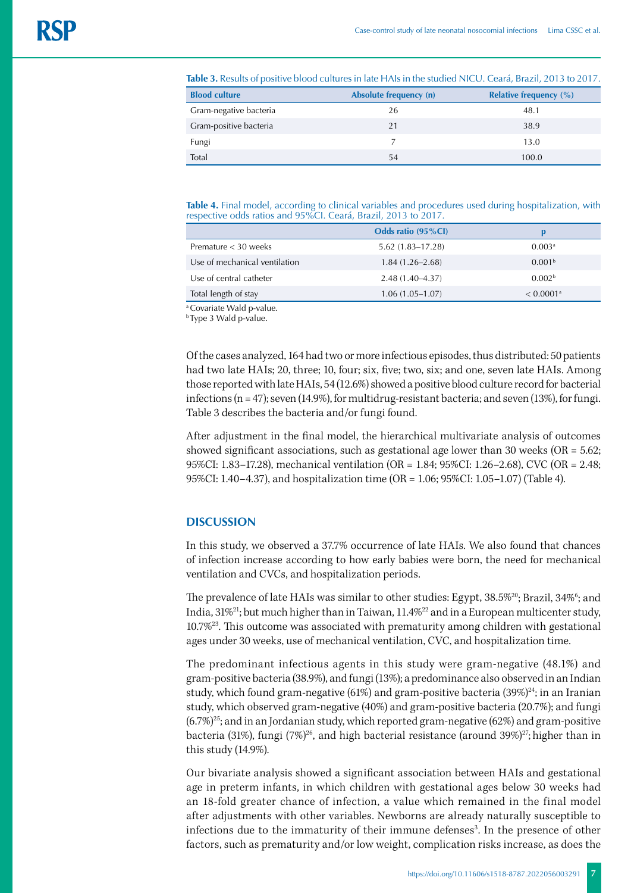**Table 3.** Results of positive blood cultures in late HAIs in the studied NICU. Ceará, Brazil, 2013 to 2017.

| Blood culture | Absolute frequency (n) | Relative frequency (%) |
|---|---|---|
| Gram-negative bacteria | 26 | 48.1 |
| Gram-positive bacteria | 21 | 38.9 |
| Fungi | 7 | 13.0 |
| Total | 54 | 100.0 |

**Table 4.** Final model, according to clinical variables and procedures used during hospitalization, with respective odds ratios and 95%CI. Ceará, Brazil, 2013 to 2017.

| | Odds ratio (95%CI) | p |
|---|---|---|
| Premature < 30 weeks | 5.62 (1.83–17.28) | 0.003[a] |
| Use of mechanical ventilation | 1.84 (1.26–2.68) | 0.001[b] |
| Use of central catheter | 2.48 (1.40–4.37) | 0.002[b] |
| Total length of stay | 1.06 (1.05–1.07) | < 0.0001[a] |

[a] Covariate Wald p-value.
[b] Type 3 Wald p-value.

Of the cases analyzed, 164 had two or more infectious episodes, thus distributed: 50 patients had two late HAIs; 20, three; 10, four; six, five; two, six; and one, seven late HAIs. Among those reported with late HAIs, 54 (12.6%) showed a positive blood culture record for bacterial infections (n = 47); seven (14.9%), for multidrug-resistant bacteria; and seven (13%), for fungi. Table 3 describes the bacteria and/or fungi found.

After adjustment in the final model, the hierarchical multivariate analysis of outcomes showed significant associations, such as gestational age lower than 30 weeks (OR = 5.62; 95%CI: 1.83–17.28), mechanical ventilation (OR = 1.84; 95%CI: 1.26–2.68), CVC (OR = 2.48; 95%CI: 1.40–4.37), and hospitalization time (OR = 1.06; 95%CI: 1.05–1.07) (Table 4).

## DISCUSSION

In this study, we observed a 37.7% occurrence of late HAIs. We also found that chances of infection increase according to how early babies were born, the need for mechanical ventilation and CVCs, and hospitalization periods.

The prevalence of late HAIs was similar to other studies: Egypt, 38.5%[20]; Brazil, 34%[6]; and India, 31%[21]; but much higher than in Taiwan, 11.4%[22] and in a European multicenter study, 10.7%[23]. This outcome was associated with prematurity among children with gestational ages under 30 weeks, use of mechanical ventilation, CVC, and hospitalization time.

The predominant infectious agents in this study were gram-negative (48.1%) and gram-positive bacteria (38.9%), and fungi (13%); a predominance also observed in an Indian study, which found gram-negative (61%) and gram-positive bacteria (39%)[24]; in an Iranian study, which observed gram-negative (40%) and gram-positive bacteria (20.7%); and fungi (6.7%)[25]; and in an Jordanian study, which reported gram-negative (62%) and gram-positive bacteria (31%), fungi (7%)[26], and high bacterial resistance (around 39%)[27]; higher than in this study (14.9%).

Our bivariate analysis showed a significant association between HAIs and gestational age in preterm infants, in which children with gestational ages below 30 weeks had an 18-fold greater chance of infection, a value which remained in the final model after adjustments with other variables. Newborns are already naturally susceptible to infections due to the immaturity of their immune defenses[3]. In the presence of other factors, such as prematurity and/or low weight, complication risks increase, as does the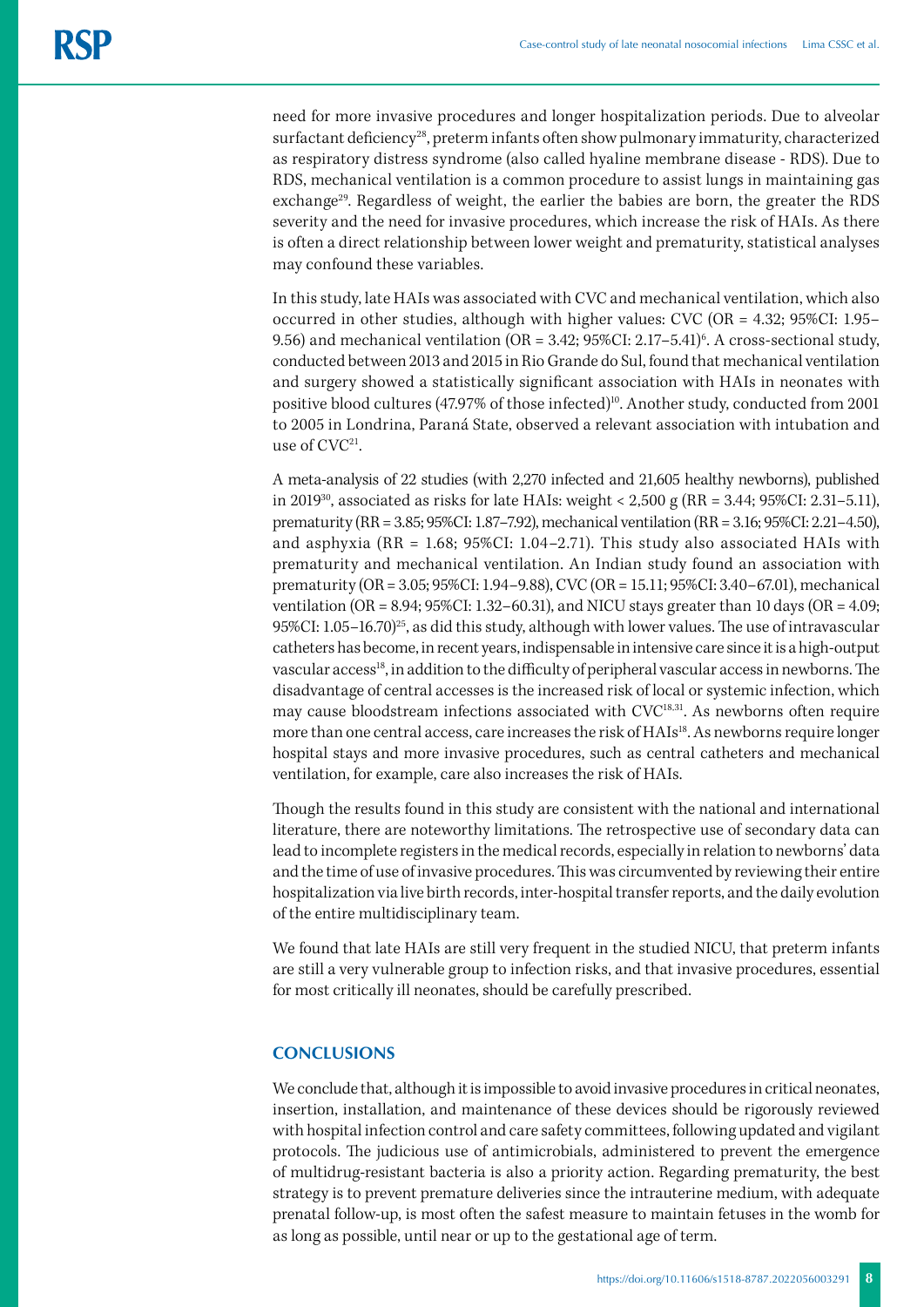need for more invasive procedures and longer hospitalization periods. Due to alveolar surfactant deficiency[28], preterm infants often show pulmonary immaturity, characterized as respiratory distress syndrome (also called hyaline membrane disease - RDS). Due to RDS, mechanical ventilation is a common procedure to assist lungs in maintaining gas exchange[29]. Regardless of weight, the earlier the babies are born, the greater the RDS severity and the need for invasive procedures, which increase the risk of HAIs. As there is often a direct relationship between lower weight and prematurity, statistical analyses may confound these variables.

In this study, late HAIs was associated with CVC and mechanical ventilation, which also occurred in other studies, although with higher values: CVC (OR = 4.32; 95%CI: 1.95–9.56) and mechanical ventilation (OR = 3.42; 95%CI: 2.17–5.41)[6]. A cross-sectional study, conducted between 2013 and 2015 in Rio Grande do Sul, found that mechanical ventilation and surgery showed a statistically significant association with HAIs in neonates with positive blood cultures (47.97% of those infected)[10]. Another study, conducted from 2001 to 2005 in Londrina, Paraná State, observed a relevant association with intubation and use of CVC[21].

A meta-analysis of 22 studies (with 2,270 infected and 21,605 healthy newborns), published in 2019[30], associated as risks for late HAIs: weight < 2,500 g (RR = 3.44; 95%CI: 2.31–5.11), prematurity (RR = 3.85; 95%CI: 1.87–7.92), mechanical ventilation (RR = 3.16; 95%CI: 2.21–4.50), and asphyxia (RR = 1.68; 95%CI: 1.04–2.71). This study also associated HAIs with prematurity and mechanical ventilation. An Indian study found an association with prematurity (OR = 3.05; 95%CI: 1.94–9.88), CVC (OR = 15.11; 95%CI: 3.40–67.01), mechanical ventilation (OR = 8.94; 95%CI: 1.32–60.31), and NICU stays greater than 10 days (OR = 4.09; 95%CI: 1.05–16.70)[25], as did this study, although with lower values. The use of intravascular catheters has become, in recent years, indispensable in intensive care since it is a high-output vascular access[18], in addition to the difficulty of peripheral vascular access in newborns. The disadvantage of central accesses is the increased risk of local or systemic infection, which may cause bloodstream infections associated with CVC[18,31]. As newborns often require more than one central access, care increases the risk of HAIs[18]. As newborns require longer hospital stays and more invasive procedures, such as central catheters and mechanical ventilation, for example, care also increases the risk of HAIs.

Though the results found in this study are consistent with the national and international literature, there are noteworthy limitations. The retrospective use of secondary data can lead to incomplete registers in the medical records, especially in relation to newborns' data and the time of use of invasive procedures. This was circumvented by reviewing their entire hospitalization via live birth records, inter-hospital transfer reports, and the daily evolution of the entire multidisciplinary team.

We found that late HAIs are still very frequent in the studied NICU, that preterm infants are still a very vulnerable group to infection risks, and that invasive procedures, essential for most critically ill neonates, should be carefully prescribed.

## CONCLUSIONS

We conclude that, although it is impossible to avoid invasive procedures in critical neonates, insertion, installation, and maintenance of these devices should be rigorously reviewed with hospital infection control and care safety committees, following updated and vigilant protocols. The judicious use of antimicrobials, administered to prevent the emergence of multidrug-resistant bacteria is also a priority action. Regarding prematurity, the best strategy is to prevent premature deliveries since the intrauterine medium, with adequate prenatal follow-up, is most often the safest measure to maintain fetuses in the womb for as long as possible, until near or up to the gestational age of term.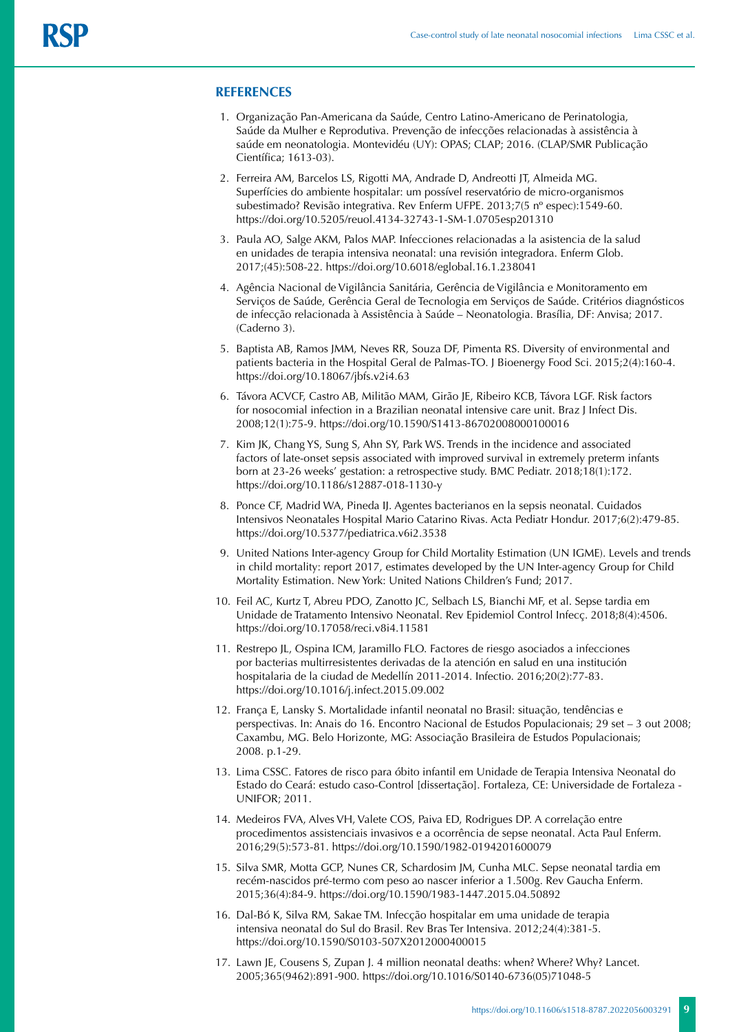## REFERENCES

1. Organização Pan-Americana da Saúde, Centro Latino-Americano de Perinatologia, Saúde da Mulher e Reprodutiva. Prevenção de infecções relacionadas à assistência à saúde em neonatologia. Montevidéu (UY): OPAS; CLAP; 2016. (CLAP/SMR Publicação Científica; 1613-03).
2. Ferreira AM, Barcelos LS, Rigotti MA, Andrade D, Andreotti JT, Almeida MG. Superfícies do ambiente hospitalar: um possível reservatório de micro-organismos subestimado? Revisão integrativa. Rev Enferm UFPE. 2013;7(5 nº espec):1549-60. https://doi.org/10.5205/reuol.4134-32743-1-SM-1.0705esp201310
3. Paula AO, Salge AKM, Palos MAP. Infecciones relacionadas a la asistencia de la salud en unidades de terapia intensiva neonatal: una revisión integradora. Enferm Glob. 2017;(45):508-22. https://doi.org/10.6018/eglobal.16.1.238041
4. Agência Nacional de Vigilância Sanitária, Gerência de Vigilância e Monitoramento em Serviços de Saúde, Gerência Geral de Tecnologia em Serviços de Saúde. Critérios diagnósticos de infecção relacionada à Assistência à Saúde – Neonatologia. Brasília, DF: Anvisa; 2017. (Caderno 3).
5. Baptista AB, Ramos JMM, Neves RR, Souza DF, Pimenta RS. Diversity of environmental and patients bacteria in the Hospital Geral de Palmas-TO. J Bioenergy Food Sci. 2015;2(4):160-4. https://doi.org/10.18067/jbfs.v2i4.63
6. Távora ACVCF, Castro AB, Militão MAM, Girão JE, Ribeiro KCB, Távora LGF. Risk factors for nosocomial infection in a Brazilian neonatal intensive care unit. Braz J Infect Dis. 2008;12(1):75-9. https://doi.org/10.1590/S1413-86702008000100016
7. Kim JK, Chang YS, Sung S, Ahn SY, Park WS. Trends in the incidence and associated factors of late-onset sepsis associated with improved survival in extremely preterm infants born at 23-26 weeks' gestation: a retrospective study. BMC Pediatr. 2018;18(1):172. https://doi.org/10.1186/s12887-018-1130-y
8. Ponce CF, Madrid WA, Pineda IJ. Agentes bacterianos en la sepsis neonatal. Cuidados Intensivos Neonatales Hospital Mario Catarino Rivas. Acta Pediatr Hondur. 2017;6(2):479-85. https://doi.org/10.5377/pediatrica.v6i2.3538
9. United Nations Inter-agency Group for Child Mortality Estimation (UN IGME). Levels and trends in child mortality: report 2017, estimates developed by the UN Inter-agency Group for Child Mortality Estimation. New York: United Nations Children's Fund; 2017.
10. Feil AC, Kurtz T, Abreu PDO, Zanotto JC, Selbach LS, Bianchi MF, et al. Sepse tardia em Unidade de Tratamento Intensivo Neonatal. Rev Epidemiol Control Infecç. 2018;8(4):4506. https://doi.org/10.17058/reci.v8i4.11581
11. Restrepo JL, Ospina ICM, Jaramillo FLO. Factores de riesgo asociados a infecciones por bacterias multirresistentes derivadas de la atención en salud en una institución hospitalaria de la ciudad de Medellín 2011-2014. Infectio. 2016;20(2):77-83. https://doi.org/10.1016/j.infect.2015.09.002
12. França E, Lansky S. Mortalidade infantil neonatal no Brasil: situação, tendências e perspectivas. In: Anais do 16. Encontro Nacional de Estudos Populacionais; 29 set – 3 out 2008; Caxambu, MG. Belo Horizonte, MG: Associação Brasileira de Estudos Populacionais; 2008. p.1-29.
13. Lima CSSC. Fatores de risco para óbito infantil em Unidade de Terapia Intensiva Neonatal do Estado do Ceará: estudo caso-Control [dissertação]. Fortaleza, CE: Universidade de Fortaleza - UNIFOR; 2011.
14. Medeiros FVA, Alves VH, Valete COS, Paiva ED, Rodrigues DP. A correlação entre procedimentos assistenciais invasivos e a ocorrência de sepse neonatal. Acta Paul Enferm. 2016;29(5):573-81. https://doi.org/10.1590/1982-0194201600079
15. Silva SMR, Motta GCP, Nunes CR, Schardosim JM, Cunha MLC. Sepse neonatal tardia em recém-nascidos pré-termo com peso ao nascer inferior a 1.500g. Rev Gaucha Enferm. 2015;36(4):84-9. https://doi.org/10.1590/1983-1447.2015.04.50892
16. Dal-Bó K, Silva RM, Sakae TM. Infecção hospitalar em uma unidade de terapia intensiva neonatal do Sul do Brasil. Rev Bras Ter Intensiva. 2012;24(4):381-5. https://doi.org/10.1590/S0103-507X2012000400015
17. Lawn JE, Cousens S, Zupan J. 4 million neonatal deaths: when? Where? Why? Lancet. 2005;365(9462):891-900. https://doi.org/10.1016/S0140-6736(05)71048-5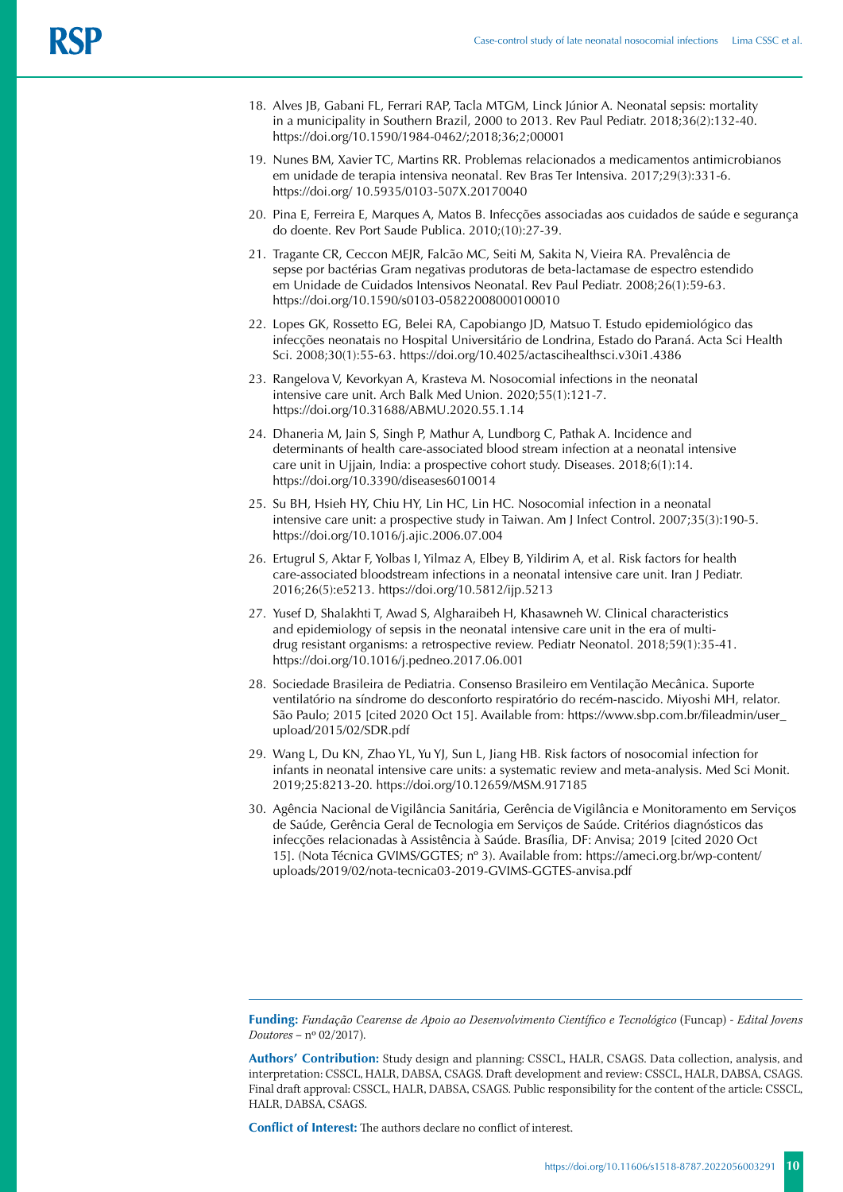18. Alves JB, Gabani FL, Ferrari RAP, Tacla MTGM, Linck Júnior A. Neonatal sepsis: mortality in a municipality in Southern Brazil, 2000 to 2013. Rev Paul Pediatr. 2018;36(2):132-40. https://doi.org/10.1590/1984-0462/;2018;36;2;00001

19. Nunes BM, Xavier TC, Martins RR. Problemas relacionados a medicamentos antimicrobianos em unidade de terapia intensiva neonatal. Rev Bras Ter Intensiva. 2017;29(3):331-6. https://doi.org/ 10.5935/0103-507X.20170040

20. Pina E, Ferreira E, Marques A, Matos B. Infecções associadas aos cuidados de saúde e segurança do doente. Rev Port Saude Publica. 2010;(10):27-39.

21. Tragante CR, Ceccon MEJR, Falcão MC, Seiti M, Sakita N, Vieira RA. Prevalência de sepse por bactérias Gram negativas produtoras de beta-lactamase de espectro estendido em Unidade de Cuidados Intensivos Neonatal. Rev Paul Pediatr. 2008;26(1):59-63. https://doi.org/10.1590/s0103-05822008000100010

22. Lopes GK, Rossetto EG, Belei RA, Capobiango JD, Matsuo T. Estudo epidemiológico das infecções neonatais no Hospital Universitário de Londrina, Estado do Paraná. Acta Sci Health Sci. 2008;30(1):55-63. https://doi.org/10.4025/actascihealthsci.v30i1.4386

23. Rangelova V, Kevorkyan A, Krasteva M. Nosocomial infections in the neonatal intensive care unit. Arch Balk Med Union. 2020;55(1):121-7. https://doi.org/10.31688/ABMU.2020.55.1.14

24. Dhaneria M, Jain S, Singh P, Mathur A, Lundborg C, Pathak A. Incidence and determinants of health care-associated blood stream infection at a neonatal intensive care unit in Ujjain, India: a prospective cohort study. Diseases. 2018;6(1):14. https://doi.org/10.3390/diseases6010014

25. Su BH, Hsieh HY, Chiu HY, Lin HC, Lin HC. Nosocomial infection in a neonatal intensive care unit: a prospective study in Taiwan. Am J Infect Control. 2007;35(3):190-5. https://doi.org/10.1016/j.ajic.2006.07.004

26. Ertugrul S, Aktar F, Yolbas I, Yilmaz A, Elbey B, Yildirim A, et al. Risk factors for health care-associated bloodstream infections in a neonatal intensive care unit. Iran J Pediatr. 2016;26(5):e5213. https://doi.org/10.5812/ijp.5213

27. Yusef D, Shalakhti T, Awad S, Algharaibeh H, Khasawneh W. Clinical characteristics and epidemiology of sepsis in the neonatal intensive care unit in the era of multi-drug resistant organisms: a retrospective review. Pediatr Neonatol. 2018;59(1):35-41. https://doi.org/10.1016/j.pedneo.2017.06.001

28. Sociedade Brasileira de Pediatria. Consenso Brasileiro em Ventilação Mecânica. Suporte ventilatório na síndrome do desconforto respiratório do recém-nascido. Miyoshi MH, relator. São Paulo; 2015 [cited 2020 Oct 15]. Available from: https://www.sbp.com.br/fileadmin/user_upload/2015/02/SDR.pdf

29. Wang L, Du KN, Zhao YL, Yu YJ, Sun L, Jiang HB. Risk factors of nosocomial infection for infants in neonatal intensive care units: a systematic review and meta-analysis. Med Sci Monit. 2019;25:8213-20. https://doi.org/10.12659/MSM.917185

30. Agência Nacional de Vigilância Sanitária, Gerência de Vigilância e Monitoramento em Serviços de Saúde, Gerência Geral de Tecnologia em Serviços de Saúde. Critérios diagnósticos das infecções relacionadas à Assistência à Saúde. Brasília, DF: Anvisa; 2019 [cited 2020 Oct 15]. (Nota Técnica GVIMS/GGTES; nº 3). Available from: https://ameci.org.br/wp-content/uploads/2019/02/nota-tecnica03-2019-GVIMS-GGTES-anvisa.pdf

---

**Funding:** *Fundação Cearense de Apoio ao Desenvolvimento Científico e Tecnológico* (Funcap) - *Edital Jovens Doutores* – nº 02/2017).

**Authors' Contribution:** Study design and planning: CSSCL, HALR, CSAGS. Data collection, analysis, and interpretation: CSSCL, HALR, DABSA, CSAGS. Draft development and review: CSSCL, HALR, DABSA, CSAGS. Final draft approval: CSSCL, HALR, DABSA, CSAGS. Public responsibility for the content of the article: CSSCL, HALR, DABSA, CSAGS.

**Conflict of Interest:** The authors declare no conflict of interest.